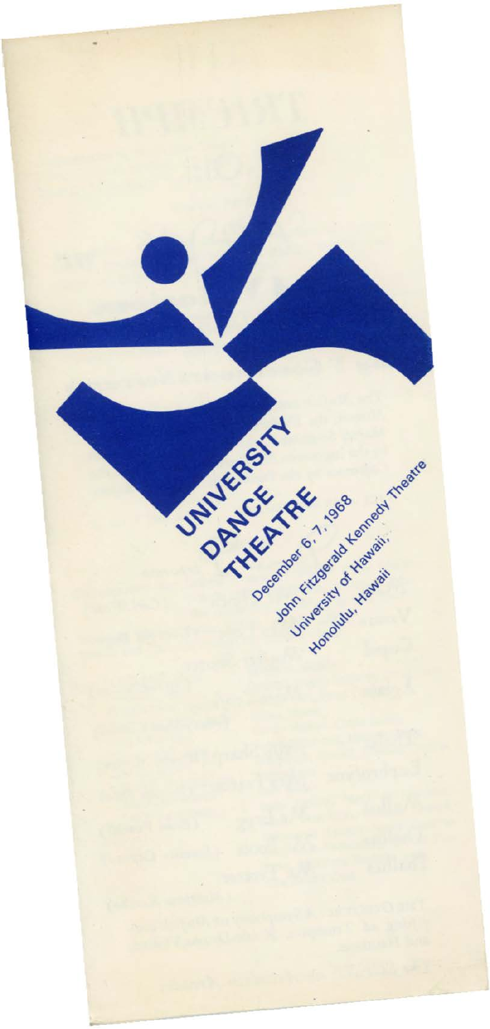# UNIVERSITY DANCE THEATRE

December 6, 7, 1968

John Fitzgerald Kennedy Theatre

University of Hawaii,

Honolulu, Hawaii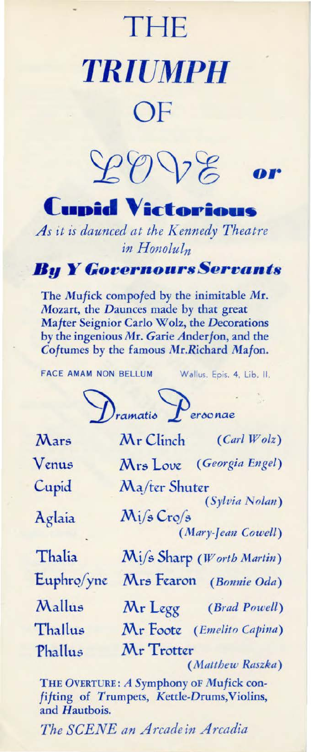# THE *TRIUMPH* OF LOVE or

## Cupid Victorious

*As it is daunced at the Kennedy Theatre in Honolulu*

### *By Y Governours Servants*

The *Mufick* compofed by the inimitable *M*r. *M*ozart, the *D*aunces made by that great *Ma*fter Seignior Carlo Wolz, the *D*ecorations by the ingenious *M*r. *G*arie *A*nderfon, and the *C*oftumes by the famous *M*r.Richard *M*afon.

FACE AMAM NON BELLUM — Wallus. Epis. 4, Lib. II.

## Dramatis Personae

| | | |
|---|---|---|
| Mars | Mr Clinch | (*Carl Wolz*) |
| Venus | Mrs Love | (*Georgia Engel*) |
| Cupid | Mafter Shuter | (*Sylvia Nolan*) |
| Aglaia | Mifs Crofs | (*Mary-Jean Cowell*) |
| Thalia | Mifs Sharp | (*Worth Martin*) |
| Euphrofyne | Mrs Fearon | (*Bonnie Oda*) |
| Mallus | Mr Legg | (*Brad Powell*) |
| Thallus | Mr Foote | (*Emelito Capina*) |
| Phallus | Mr Trotter | (*Matthew Raszka*) |

THE OVERTURE: *A* Symphony OF *M*ufick confifting of *T*rumpets, *K*ettle-Drums,Violins, and *H*autbois.

*The SCENE an Arcade in Arcadia*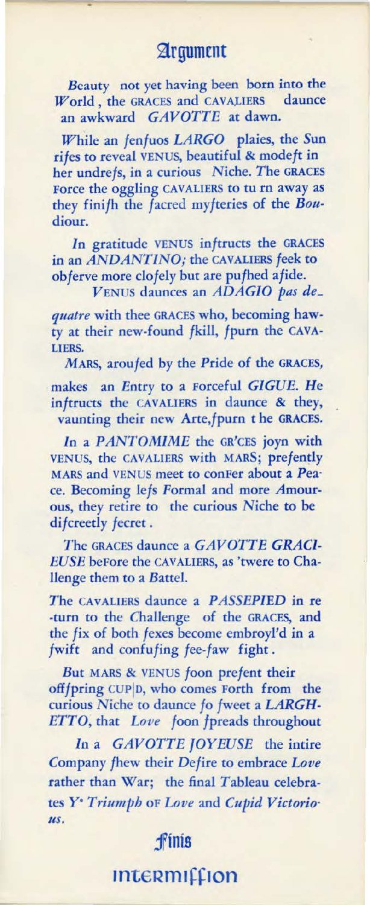# Argument

*Beauty* not yet having been born into the *World*, the GRACES and CAVALIERS daunce an awkward *GAVOTTE* at dawn.

*While* an ſenſuos *LARGO* plaies, the *Sun* riſes to reveal VENUS, beautiful & modeſt in her undreſs, in a curious *Niche*. The GRACES Force the oggling CAVALIERS to tu rn away as they finiſh the ſacred myſteries of the *Boudiour*.

*In* gratitude VENUS inſtructs the GRACES in an *ANDANTINO;* the CAVALIERS ſeek to obſerve more cloſely but are puſhed aſide.

*VENUS* daunces an *ADAGIO pas de_quatre* with thee GRACES who, becoming hawty at their new-found ſkill, ſpurn the CAVALIERS.

*MARS*, arouſed by the *Pride* of the GRACES, makes an *Entry* to a Forceful *GIGUE*. *He* inſtructs the CAVALIERS in daunce & they, vaunting their new Arte,ſpurn t he GRACES.

*In* a *PANTOMIME* the GR'CES joyn with VENUS, the CAVALIERS with MARS; preſently MARS and VENUS meet to conFer about a Peace. Becoming leſs Formal and more *Amourous*, they retire to the curious *Niche* to be diſcreetly ſecret.

*The* GRACES daunce a *GAVOTTE GRACIEUSE* beFore the CAVALIERS, as 'twere to Challenge them to a *Battel*.

*The* CAVALIERS daunce a *PASSEPIED* in re-turn to the *Challenge* of the GRACES, and the ſix of both ſexes become embroyl'd in a ſwift and confuſing ſee-ſaw fight.

*But* MARS & VENUS ſoon preſent their offſpring CUP|D, who comes Forth from the curious *Niche* to daunce ſo ſweet a *LARGHETTO*, that *Love* ſoon ſpreads throughout

*In* a *GAVOTTE JOYEUSE* the intire *Company* ſhew their *Deſire* to embrace *Love* rather than *War*; the final *Tableau* celebrates *Y^e^ Triumph* OF *Love* and *Cupid Victorious*.

## Finis

## Intermiſſion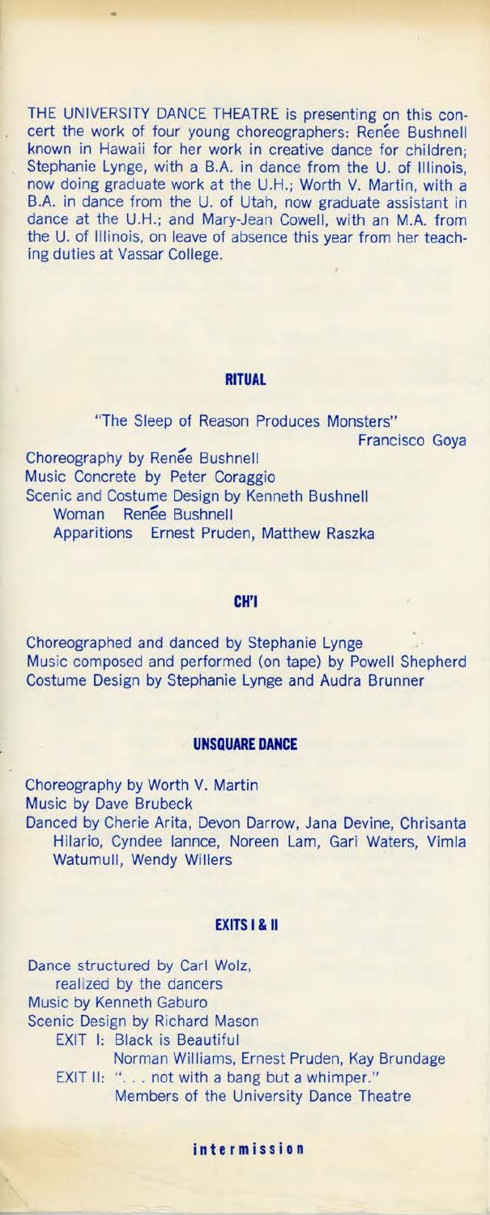THE UNIVERSITY DANCE THEATRE is presenting on this concert the work of four young choreographers: Renée Bushnell known in Hawaii for her work in creative dance for children; Stephanie Lynge, with a B.A. in dance from the U. of Illinois, now doing graduate work at the U.H.; Worth V. Martin, with a B.A. in dance from the U. of Utah, now graduate assistant in dance at the U.H.; and Mary-Jean Cowell, with an M.A. from the U. of Illinois, on leave of absence this year from her teaching duties at Vassar College.

## RITUAL

"The Sleep of Reason Produces Monsters"
Francisco Goya

Choreography by Renée Bushnell
Music Concrete by Peter Coraggio
Scenic and Costume Design by Kenneth Bushnell
Woman Renée Bushnell
Apparitions Ernest Pruden, Matthew Raszka

## CH'I

Choreographed and danced by Stephanie Lynge
Music composed and performed (on tape) by Powell Shepherd
Costume Design by Stephanie Lynge and Audra Brunner

## UNSQUARE DANCE

Choreography by Worth V. Martin
Music by Dave Brubeck
Danced by Cherie Arita, Devon Darrow, Jana Devine, Chrisanta Hilario, Cyndee Iannce, Noreen Lam, Gari Waters, Vimla Watumull, Wendy Willers

## EXITS I & II

Dance structured by Carl Wolz, realized by the dancers
Music by Kenneth Gaburo
Scenic Design by Richard Mason
EXIT I: Black is Beautiful
Norman Williams, Ernest Pruden, Kay Brundage
EXIT II: ". . . not with a bang but a whimper."
Members of the University Dance Theatre

**intermission**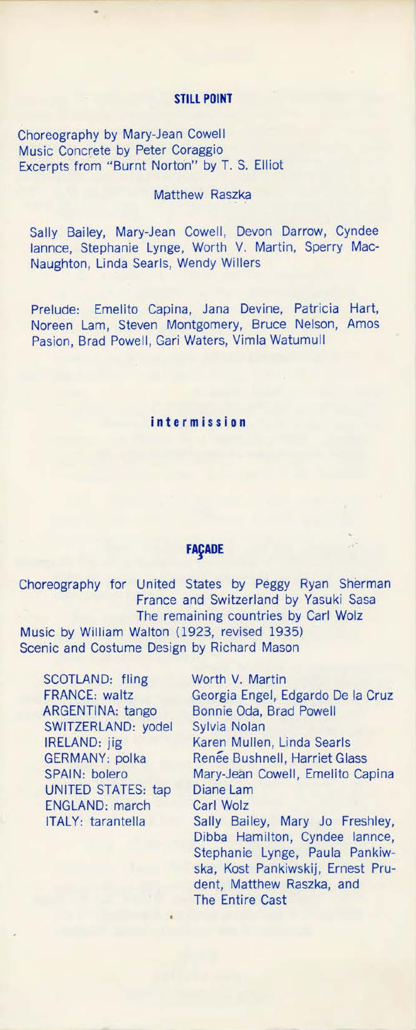## STILL POINT

Choreography by Mary-Jean Cowell
Music Concrete by Peter Coraggio
Excerpts from "Burnt Norton" by T. S. Elliot

Matthew Raszka

Sally Bailey, Mary-Jean Cowell, Devon Darrow, Cyndee Iannce, Stephanie Lynge, Worth V. Martin, Sperry MacNaughton, Linda Searls, Wendy Willers

Prelude: Emelito Capina, Jana Devine, Patricia Hart, Noreen Lam, Steven Montgomery, Bruce Nelson, Amos Pasion, Brad Powell, Gari Waters, Vimla Watumull

**intermission**

## FAÇADE

Choreography for United States by Peggy Ryan Sherman
France and Switzerland by Yasuki Sasa
The remaining countries by Carl Wolz
Music by William Walton (1923, revised 1935)
Scenic and Costume Design by Richard Mason

| | |
|---|---|
| SCOTLAND: fling | Worth V. Martin |
| FRANCE: waltz | Georgia Engel, Edgardo De la Cruz |
| ARGENTINA: tango | Bonnie Oda, Brad Powell |
| SWITZERLAND: yodel | Sylvia Nolan |
| IRELAND: jig | Karen Mullen, Linda Searls |
| GERMANY: polka | Renée Bushnell, Harriet Glass |
| SPAIN: bolero | Mary-Jean Cowell, Emelito Capina |
| UNITED STATES: tap | Diane Lam |
| ENGLAND: march | Carl Wolz |
| ITALY: tarantella | Sally Bailey, Mary Jo Freshley, Dibba Hamilton, Cyndee Iannce, Stephanie Lynge, Paula Pankiwska, Kost Pankiwskij, Ernest Prudent, Matthew Raszka, and The Entire Cast |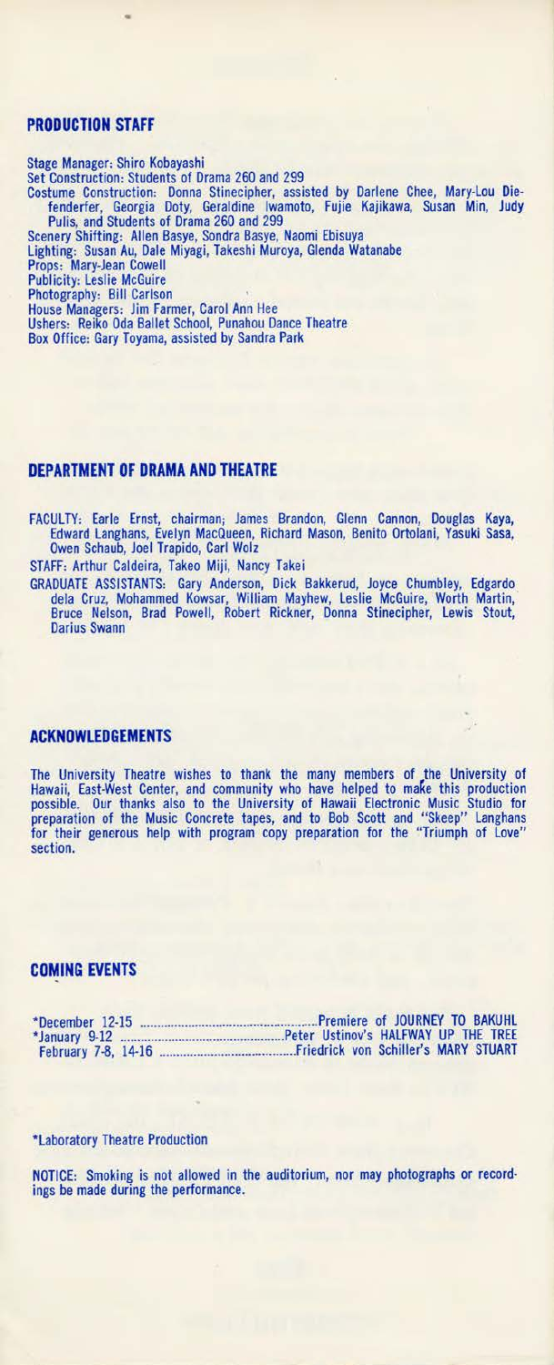## PRODUCTION STAFF

Stage Manager: Shiro Kobayashi
Set Construction: Students of Drama 260 and 299
Costume Construction: Donna Stinecipher, assisted by Darlene Chee, Mary-Lou Diefenderfer, Georgia Doty, Geraldine Iwamoto, Fujie Kajikawa, Susan Min, Judy Pulis, and Students of Drama 260 and 299
Scenery Shifting: Allen Basye, Sondra Basye, Naomi Ebisuya
Lighting: Susan Au, Dale Miyagi, Takeshi Muroya, Glenda Watanabe
Props: Mary-Jean Cowell
Publicity: Leslie McGuire
Photography: Bill Carlson
House Managers: Jim Farmer, Carol Ann Hee
Ushers: Reiko Oda Ballet School, Punahou Dance Theatre
Box Office: Gary Toyama, assisted by Sandra Park

## DEPARTMENT OF DRAMA AND THEATRE

FACULTY: Earle Ernst, chairman; James Brandon, Glenn Cannon, Douglas Kaya, Edward Langhans, Evelyn MacQueen, Richard Mason, Benito Ortolani, Yasuki Sasa, Owen Schaub, Joel Trapido, Carl Wolz

STAFF: Arthur Caldeira, Takeo Miji, Nancy Takei

GRADUATE ASSISTANTS: Gary Anderson, Dick Bakkerud, Joyce Chumbley, Edgardo dela Cruz, Mohammed Kowsar, William Mayhew, Leslie McGuire, Worth Martin, Bruce Nelson, Brad Powell, Robert Rickner, Donna Stinecipher, Lewis Stout, Darius Swann

## ACKNOWLEDGEMENTS

The University Theatre wishes to thank the many members of the University of Hawaii, East-West Center, and community who have helped to make this production possible. Our thanks also to the University of Hawaii Electronic Music Studio for preparation of the Music Concrete tapes, and to Bob Scott and "Skeep" Langhans for their generous help with program copy preparation for the "Triumph of Love" section.

## COMING EVENTS

*December 12-15 .......... Premiere of JOURNEY TO BAKUHL
*January 9-12 .......... Peter Ustinov's HALFWAY UP THE TREE
February 7-8, 14-16 .......... Friedrick von Schiller's MARY STUART

*Laboratory Theatre Production

NOTICE: Smoking is not allowed in the auditorium, nor may photographs or recordings be made during the performance.